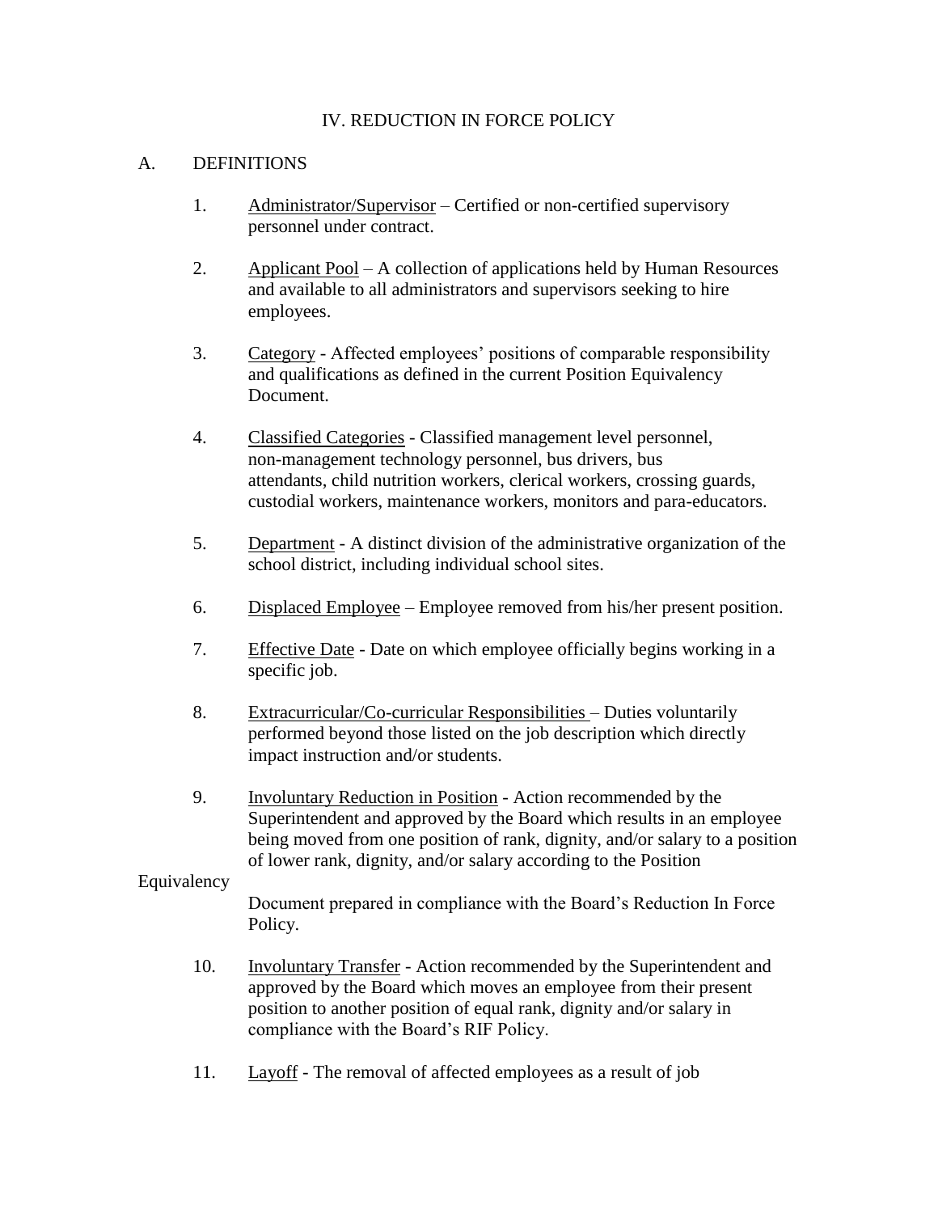# IV. REDUCTION IN FORCE POLICY

## A. DEFINITIONS

1. Administrator/Supervisor – Certified or non-certified supervisory personnel under contract.

2. Applicant Pool – A collection of applications held by Human Resources and available to all administrators and supervisors seeking to hire employees.

3. Category - Affected employees' positions of comparable responsibility and qualifications as defined in the current Position Equivalency Document.

4. Classified Categories - Classified management level personnel, non-management technology personnel, bus drivers, bus attendants, child nutrition workers, clerical workers, crossing guards, custodial workers, maintenance workers, monitors and para-educators.

5. Department - A distinct division of the administrative organization of the school district, including individual school sites.

6. Displaced Employee – Employee removed from his/her present position.

7. Effective Date - Date on which employee officially begins working in a specific job.

8. Extracurricular/Co-curricular Responsibilities – Duties voluntarily performed beyond those listed on the job description which directly impact instruction and/or students.

9. Involuntary Reduction in Position - Action recommended by the Superintendent and approved by the Board which results in an employee being moved from one position of rank, dignity, and/or salary to a position of lower rank, dignity, and/or salary according to the Position Equivalency Document prepared in compliance with the Board's Reduction In Force Policy.

10. Involuntary Transfer - Action recommended by the Superintendent and approved by the Board which moves an employee from their present position to another position of equal rank, dignity and/or salary in compliance with the Board's RIF Policy.

11. Layoff - The removal of affected employees as a result of job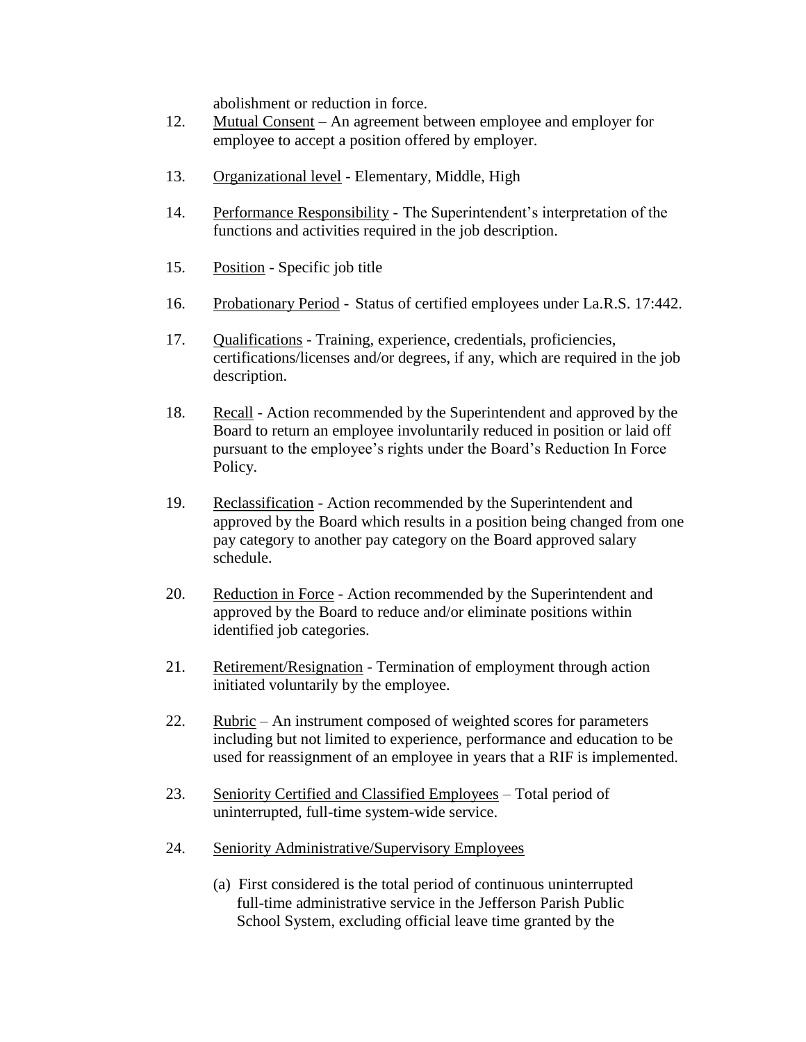abolishment or reduction in force.

12. Mutual Consent – An agreement between employee and employer for employee to accept a position offered by employer.

13. Organizational level - Elementary, Middle, High

14. Performance Responsibility - The Superintendent's interpretation of the functions and activities required in the job description.

15. Position - Specific job title

16. Probationary Period - Status of certified employees under La.R.S. 17:442.

17. Qualifications - Training, experience, credentials, proficiencies, certifications/licenses and/or degrees, if any, which are required in the job description.

18. Recall - Action recommended by the Superintendent and approved by the Board to return an employee involuntarily reduced in position or laid off pursuant to the employee's rights under the Board's Reduction In Force Policy.

19. Reclassification - Action recommended by the Superintendent and approved by the Board which results in a position being changed from one pay category to another pay category on the Board approved salary schedule.

20. Reduction in Force - Action recommended by the Superintendent and approved by the Board to reduce and/or eliminate positions within identified job categories.

21. Retirement/Resignation - Termination of employment through action initiated voluntarily by the employee.

22. Rubric – An instrument composed of weighted scores for parameters including but not limited to experience, performance and education to be used for reassignment of an employee in years that a RIF is implemented.

23. Seniority Certified and Classified Employees – Total period of uninterrupted, full-time system-wide service.

24. Seniority Administrative/Supervisory Employees

    (a) First considered is the total period of continuous uninterrupted full-time administrative service in the Jefferson Parish Public School System, excluding official leave time granted by the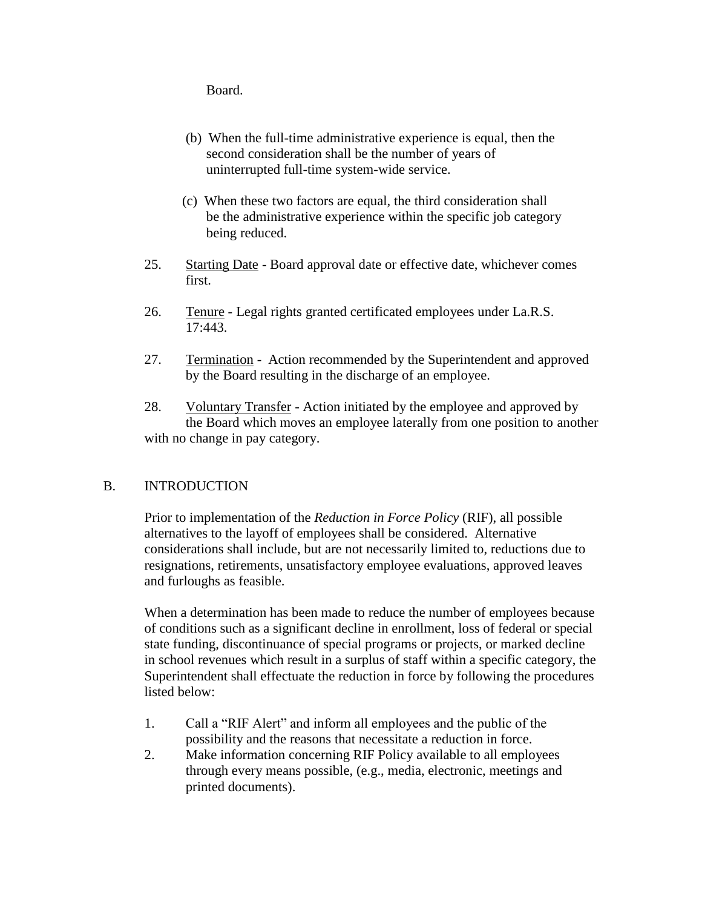Board.

(b) When the full-time administrative experience is equal, then the second consideration shall be the number of years of uninterrupted full-time system-wide service.

(c) When these two factors are equal, the third consideration shall be the administrative experience within the specific job category being reduced.

25. Starting Date - Board approval date or effective date, whichever comes first.

26. Tenure - Legal rights granted certificated employees under La.R.S. 17:443.

27. Termination - Action recommended by the Superintendent and approved by the Board resulting in the discharge of an employee.

28. Voluntary Transfer - Action initiated by the employee and approved by the Board which moves an employee laterally from one position to another with no change in pay category.

## B. INTRODUCTION

Prior to implementation of the *Reduction in Force Policy* (RIF), all possible alternatives to the layoff of employees shall be considered. Alternative considerations shall include, but are not necessarily limited to, reductions due to resignations, retirements, unsatisfactory employee evaluations, approved leaves and furloughs as feasible.

When a determination has been made to reduce the number of employees because of conditions such as a significant decline in enrollment, loss of federal or special state funding, discontinuance of special programs or projects, or marked decline in school revenues which result in a surplus of staff within a specific category, the Superintendent shall effectuate the reduction in force by following the procedures listed below:

1. Call a "RIF Alert" and inform all employees and the public of the possibility and the reasons that necessitate a reduction in force.
2. Make information concerning RIF Policy available to all employees through every means possible, (e.g., media, electronic, meetings and printed documents).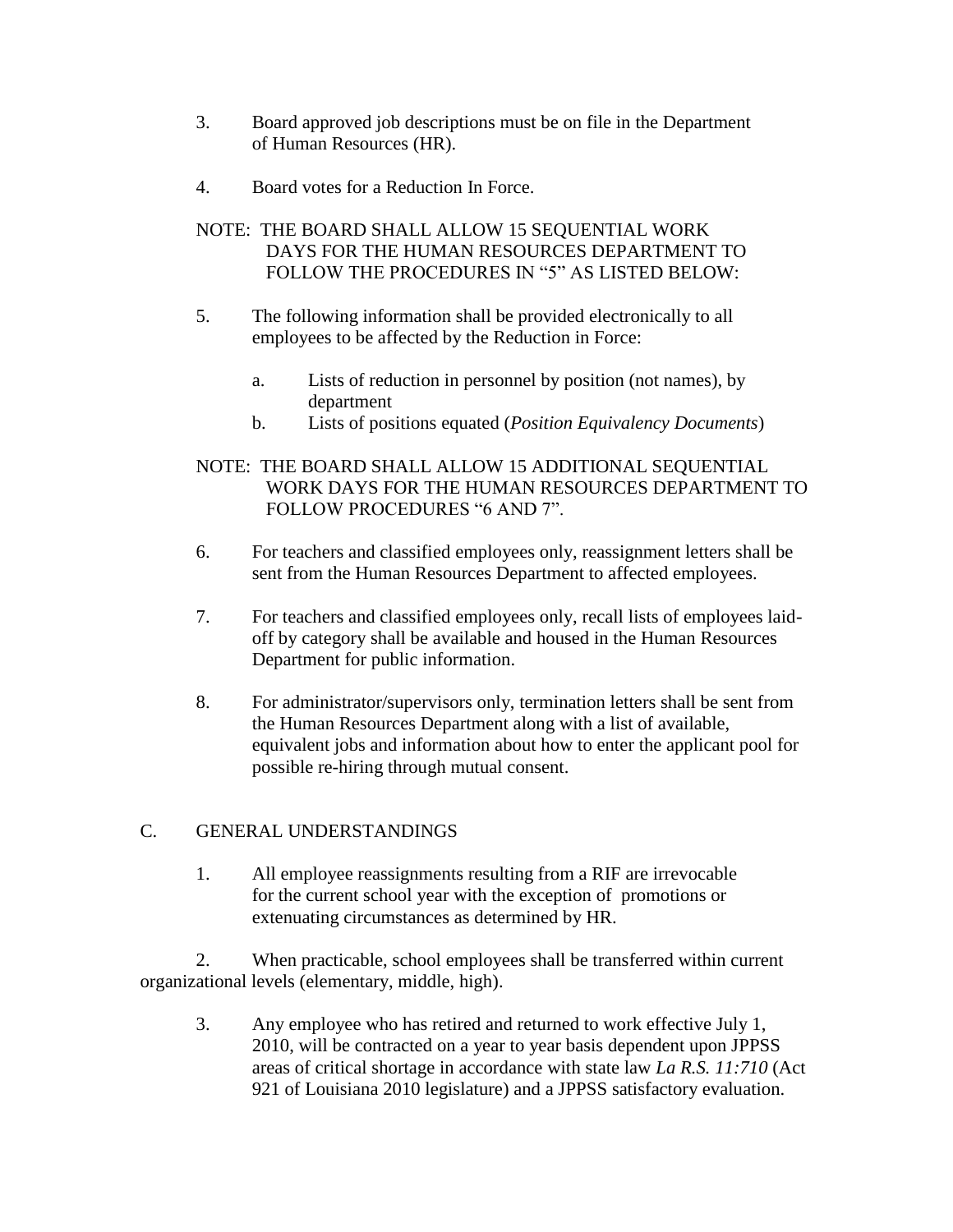3. Board approved job descriptions must be on file in the Department of Human Resources (HR).

4. Board votes for a Reduction In Force.

NOTE: THE BOARD SHALL ALLOW 15 SEQUENTIAL WORK DAYS FOR THE HUMAN RESOURCES DEPARTMENT TO FOLLOW THE PROCEDURES IN "5" AS LISTED BELOW:

5. The following information shall be provided electronically to all employees to be affected by the Reduction in Force:

   a. Lists of reduction in personnel by position (not names), by department
   b. Lists of positions equated (*Position Equivalency Documents*)

NOTE: THE BOARD SHALL ALLOW 15 ADDITIONAL SEQUENTIAL WORK DAYS FOR THE HUMAN RESOURCES DEPARTMENT TO FOLLOW PROCEDURES "6 AND 7".

6. For teachers and classified employees only, reassignment letters shall be sent from the Human Resources Department to affected employees.

7. For teachers and classified employees only, recall lists of employees laid-off by category shall be available and housed in the Human Resources Department for public information.

8. For administrator/supervisors only, termination letters shall be sent from the Human Resources Department along with a list of available, equivalent jobs and information about how to enter the applicant pool for possible re-hiring through mutual consent.

## C. GENERAL UNDERSTANDINGS

1. All employee reassignments resulting from a RIF are irrevocable for the current school year with the exception of promotions or extenuating circumstances as determined by HR.

2. When practicable, school employees shall be transferred within current organizational levels (elementary, middle, high).

3. Any employee who has retired and returned to work effective July 1, 2010, will be contracted on a year to year basis dependent upon JPPSS areas of critical shortage in accordance with state law *La R.S. 11:710* (Act 921 of Louisiana 2010 legislature) and a JPPSS satisfactory evaluation.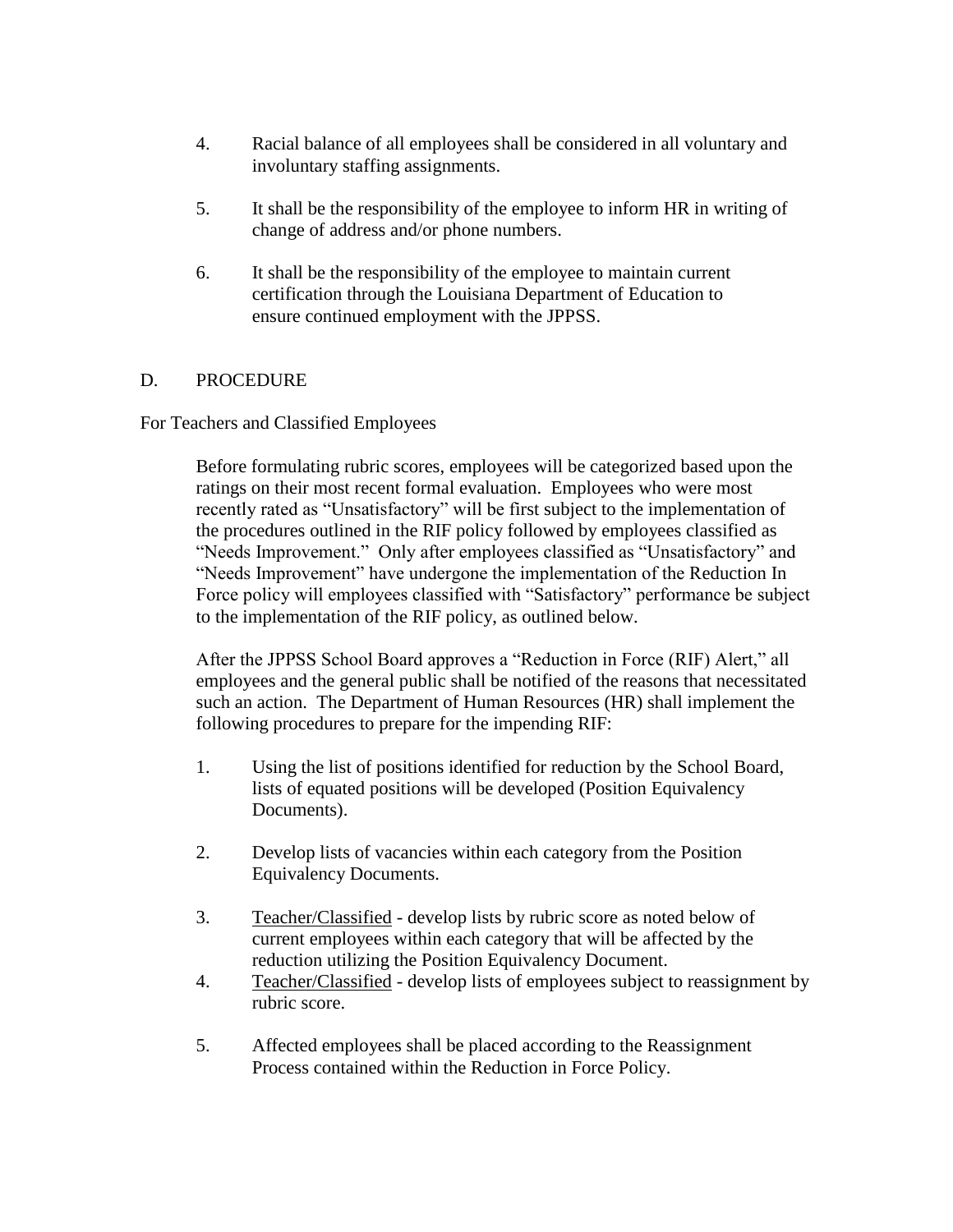4. Racial balance of all employees shall be considered in all voluntary and involuntary staffing assignments.

5. It shall be the responsibility of the employee to inform HR in writing of change of address and/or phone numbers.

6. It shall be the responsibility of the employee to maintain current certification through the Louisiana Department of Education to ensure continued employment with the JPPSS.

## D. PROCEDURE

For Teachers and Classified Employees

Before formulating rubric scores, employees will be categorized based upon the ratings on their most recent formal evaluation. Employees who were most recently rated as "Unsatisfactory" will be first subject to the implementation of the procedures outlined in the RIF policy followed by employees classified as "Needs Improvement." Only after employees classified as "Unsatisfactory" and "Needs Improvement" have undergone the implementation of the Reduction In Force policy will employees classified with "Satisfactory" performance be subject to the implementation of the RIF policy, as outlined below.

After the JPPSS School Board approves a "Reduction in Force (RIF) Alert," all employees and the general public shall be notified of the reasons that necessitated such an action. The Department of Human Resources (HR) shall implement the following procedures to prepare for the impending RIF:

1. Using the list of positions identified for reduction by the School Board, lists of equated positions will be developed (Position Equivalency Documents).

2. Develop lists of vacancies within each category from the Position Equivalency Documents.

3. <u>Teacher/Classified</u> - develop lists by rubric score as noted below of current employees within each category that will be affected by the reduction utilizing the Position Equivalency Document.

4. <u>Teacher/Classified</u> - develop lists of employees subject to reassignment by rubric score.

5. Affected employees shall be placed according to the Reassignment Process contained within the Reduction in Force Policy.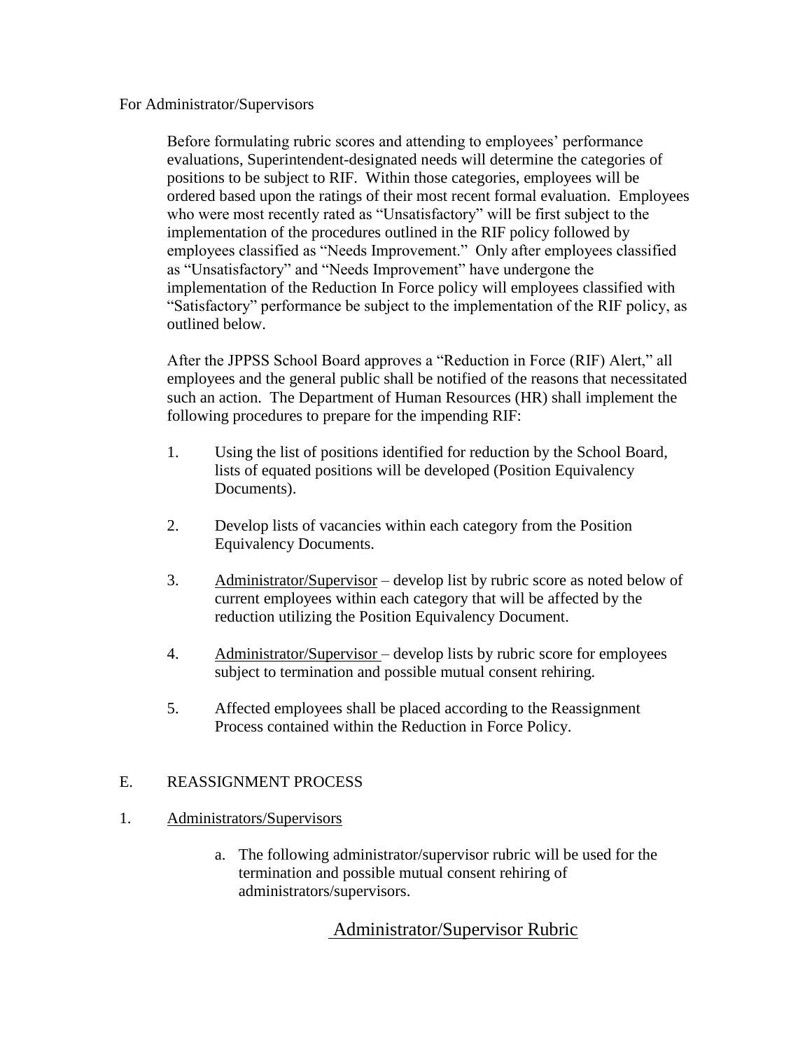For Administrator/Supervisors

Before formulating rubric scores and attending to employees' performance evaluations, Superintendent-designated needs will determine the categories of positions to be subject to RIF. Within those categories, employees will be ordered based upon the ratings of their most recent formal evaluation. Employees who were most recently rated as "Unsatisfactory" will be first subject to the implementation of the procedures outlined in the RIF policy followed by employees classified as "Needs Improvement." Only after employees classified as "Unsatisfactory" and "Needs Improvement" have undergone the implementation of the Reduction In Force policy will employees classified with "Satisfactory" performance be subject to the implementation of the RIF policy, as outlined below.

After the JPPSS School Board approves a "Reduction in Force (RIF) Alert," all employees and the general public shall be notified of the reasons that necessitated such an action. The Department of Human Resources (HR) shall implement the following procedures to prepare for the impending RIF:

1. Using the list of positions identified for reduction by the School Board, lists of equated positions will be developed (Position Equivalency Documents).

2. Develop lists of vacancies within each category from the Position Equivalency Documents.

3. <u>Administrator/Supervisor</u> – develop list by rubric score as noted below of current employees within each category that will be affected by the reduction utilizing the Position Equivalency Document.

4. <u>Administrator/Supervisor</u> – develop lists by rubric score for employees subject to termination and possible mutual consent rehiring.

5. Affected employees shall be placed according to the Reassignment Process contained within the Reduction in Force Policy.

## E. REASSIGNMENT PROCESS

1. <u>Administrators/Supervisors</u>

   a. The following administrator/supervisor rubric will be used for the termination and possible mutual consent rehiring of administrators/supervisors.

<u>Administrator/Supervisor Rubric</u>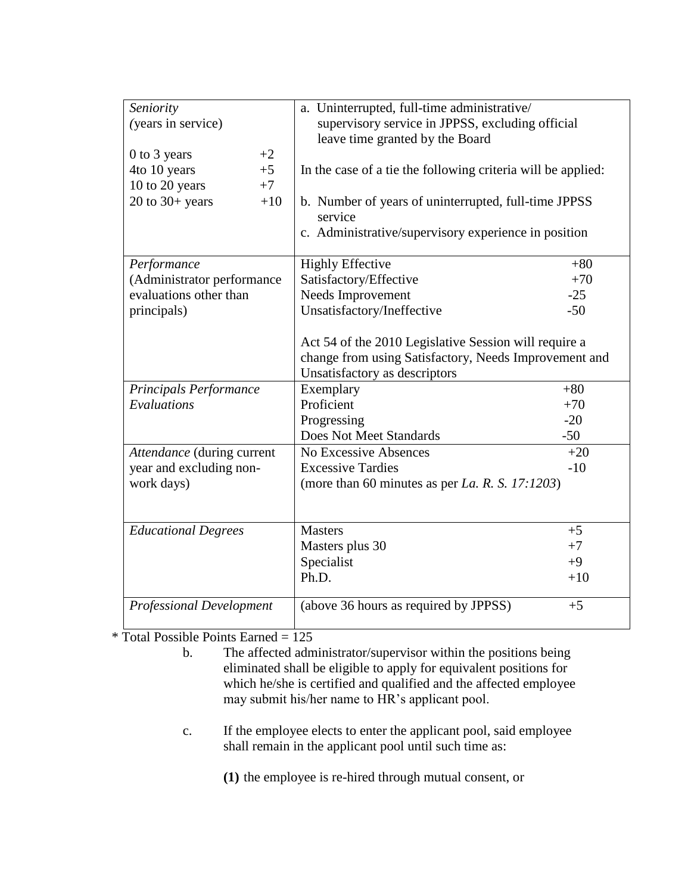| | |
|---|---|
| *Seniority* (years in service)<br><br>0 to 3 years +2<br>4to 10 years +5<br>10 to 20 years +7<br>20 to 30+ years +10 | a. Uninterrupted, full-time administrative/ supervisory service in JPPSS, excluding official leave time granted by the Board<br><br>In the case of a tie the following criteria will be applied:<br><br>b. Number of years of uninterrupted, full-time JPPSS service<br>c. Administrative/supervisory experience in position |
| *Performance* (Administrator performance evaluations other than principals) | Highly Effective +80<br>Satisfactory/Effective +70<br>Needs Improvement -25<br>Unsatisfactory/Ineffective -50<br><br>Act 54 of the 2010 Legislative Session will require a change from using Satisfactory, Needs Improvement and Unsatisfactory as descriptors |
| *Principals Performance Evaluations* | Exemplary +80<br>Proficient +70<br>Progressing -20<br>Does Not Meet Standards -50 |
| *Attendance* (during current year and excluding non-work days) | No Excessive Absences +20<br>Excessive Tardies -10<br>(more than 60 minutes as per *La. R. S. 17:1203*) |
| *Educational Degrees* | Masters +5<br>Masters plus 30 +7<br>Specialist +9<br>Ph.D. +10 |
| *Professional Development* | (above 36 hours as required by JPPSS) +5 |

\* Total Possible Points Earned = 125

b. The affected administrator/supervisor within the positions being eliminated shall be eligible to apply for equivalent positions for which he/she is certified and qualified and the affected employee may submit his/her name to HR's applicant pool.

c. If the employee elects to enter the applicant pool, said employee shall remain in the applicant pool until such time as:

**(1)** the employee is re-hired through mutual consent, or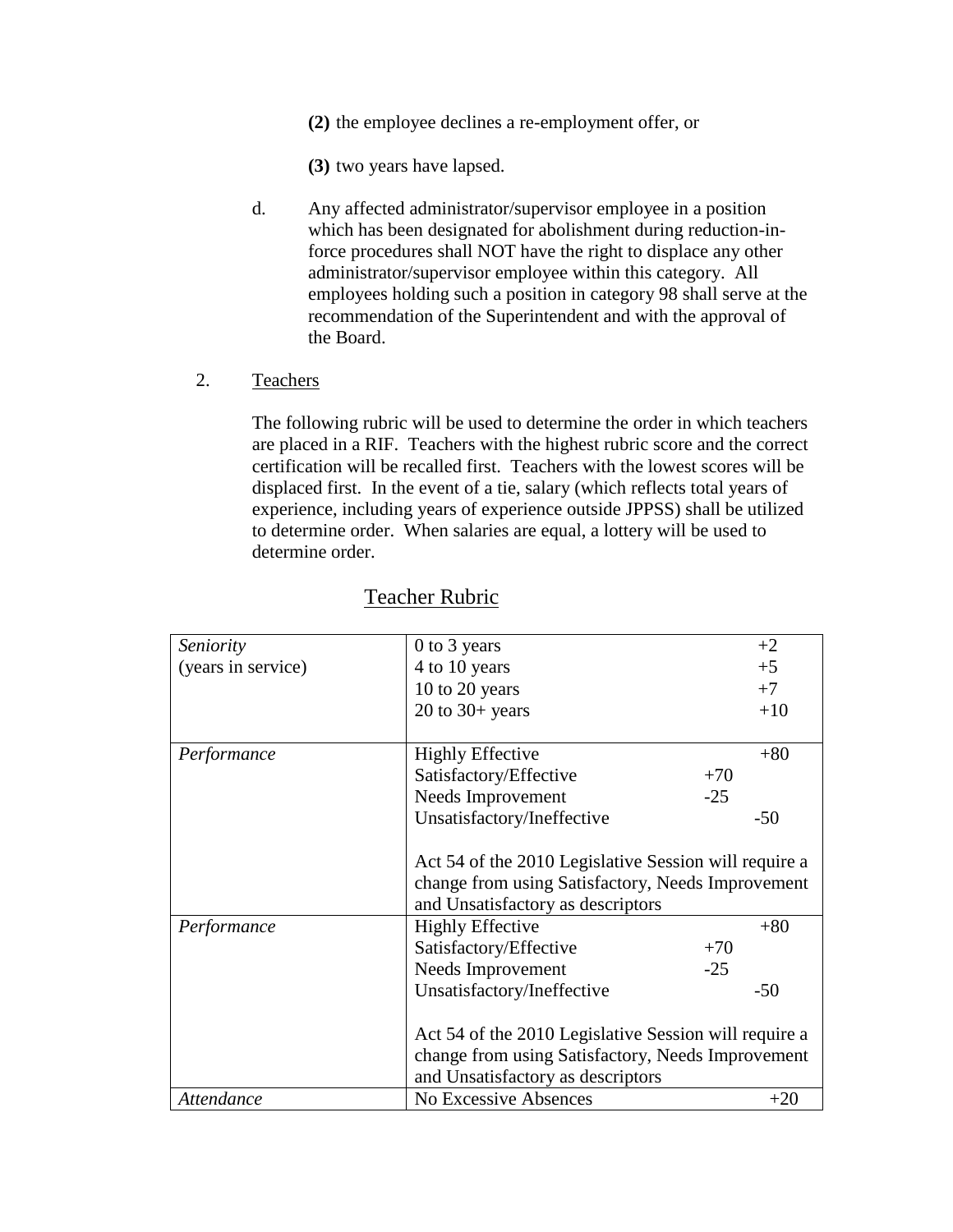(2) the employee declines a re-employment offer, or

(3) two years have lapsed.

d. Any affected administrator/supervisor employee in a position which has been designated for abolishment during reduction-in-force procedures shall NOT have the right to displace any other administrator/supervisor employee within this category. All employees holding such a position in category 98 shall serve at the recommendation of the Superintendent and with the approval of the Board.

2. Teachers

The following rubric will be used to determine the order in which teachers are placed in a RIF. Teachers with the highest rubric score and the correct certification will be recalled first. Teachers with the lowest scores will be displaced first. In the event of a tie, salary (which reflects total years of experience, including years of experience outside JPPSS) shall be utilized to determine order. When salaries are equal, a lottery will be used to determine order.

## Teacher Rubric

| | | |
|---|---|---|
| *Seniority* (years in service) | 0 to 3 years<br>4 to 10 years<br>10 to 20 years<br>20 to 30+ years | +2<br>+5<br>+7<br>+10 |
| *Performance* | Highly Effective<br>Satisfactory/Effective<br>Needs Improvement<br>Unsatisfactory/Ineffective<br><br>Act 54 of the 2010 Legislative Session will require a change from using Satisfactory, Needs Improvement and Unsatisfactory as descriptors | +80<br>+70<br>-25<br>-50 |
| *Performance* | Highly Effective<br>Satisfactory/Effective<br>Needs Improvement<br>Unsatisfactory/Ineffective<br><br>Act 54 of the 2010 Legislative Session will require a change from using Satisfactory, Needs Improvement and Unsatisfactory as descriptors | +80<br>+70<br>-25<br>-50 |
| *Attendance* | No Excessive Absences | +20 |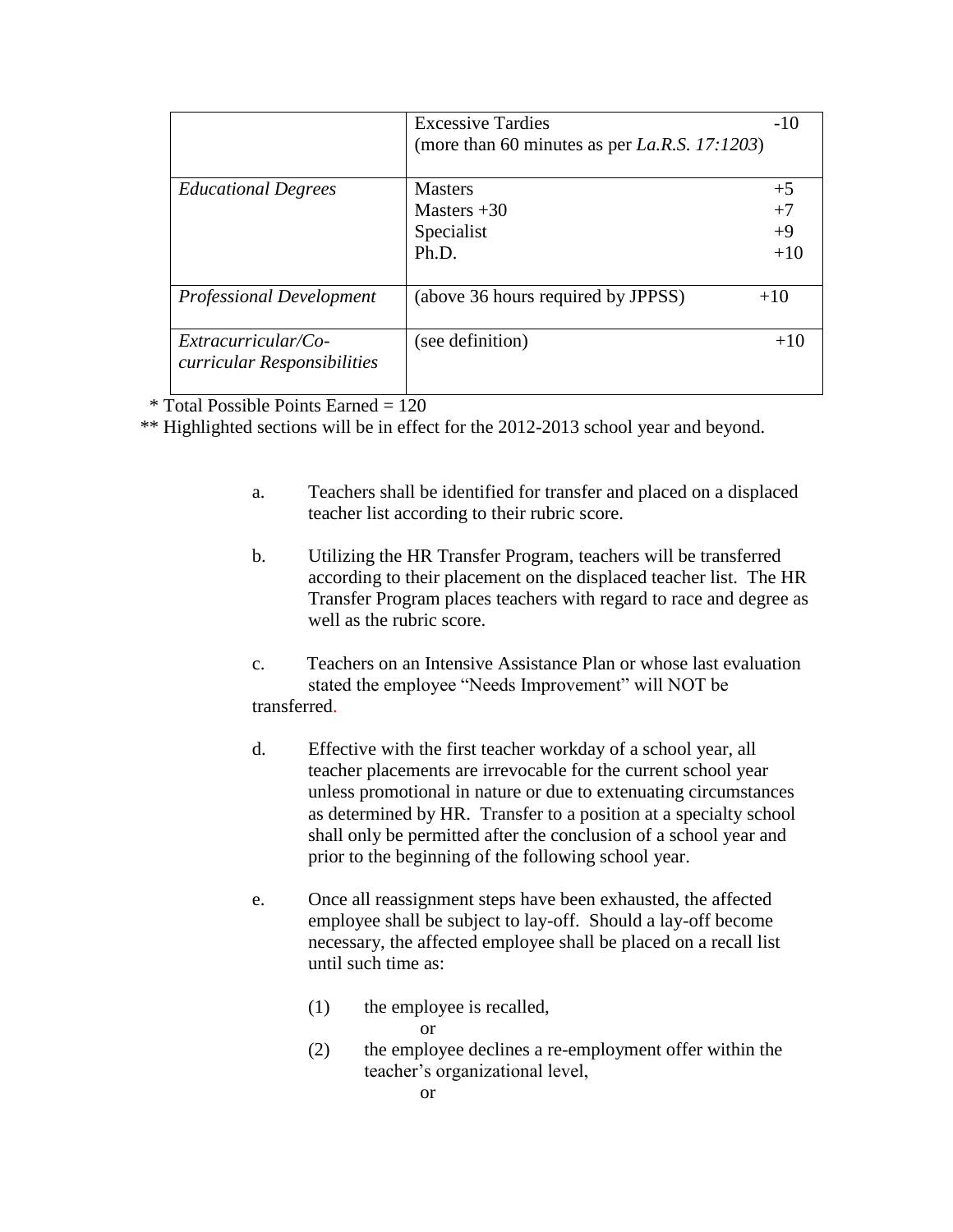| | | |
|---|---|---|
| | Excessive Tardies<br>(more than 60 minutes as per *La.R.S. 17:1203*) | -10 |
| *Educational Degrees* | Masters<br>Masters +30<br>Specialist<br>Ph.D. | +5<br>+7<br>+9<br>+10 |
| *Professional Development* | (above 36 hours required by JPPSS) | +10 |
| *Extracurricular/Co-curricular Responsibilities* | (see definition) | +10 |

\* Total Possible Points Earned = 120

\*\* Highlighted sections will be in effect for the 2012-2013 school year and beyond.

a. Teachers shall be identified for transfer and placed on a displaced teacher list according to their rubric score.

b. Utilizing the HR Transfer Program, teachers will be transferred according to their placement on the displaced teacher list. The HR Transfer Program places teachers with regard to race and degree as well as the rubric score.

c. Teachers on an Intensive Assistance Plan or whose last evaluation stated the employee "Needs Improvement" will NOT be transferred.

d. Effective with the first teacher workday of a school year, all teacher placements are irrevocable for the current school year unless promotional in nature or due to extenuating circumstances as determined by HR. Transfer to a position at a specialty school shall only be permitted after the conclusion of a school year and prior to the beginning of the following school year.

e. Once all reassignment steps have been exhausted, the affected employee shall be subject to lay-off. Should a lay-off become necessary, the affected employee shall be placed on a recall list until such time as:

(1) the employee is recalled,

or

(2) the employee declines a re-employment offer within the teacher's organizational level,

or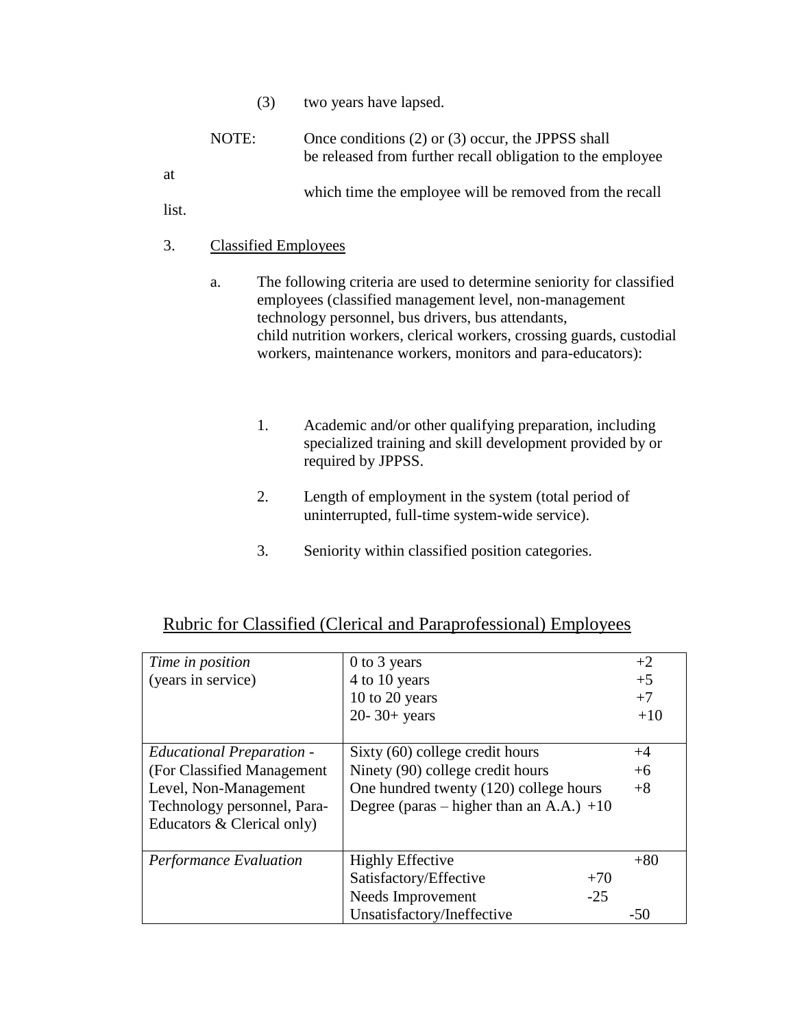(3) two years have lapsed.

NOTE: Once conditions (2) or (3) occur, the JPPSS shall be released from further recall obligation to the employee at which time the employee will be removed from the recall list.

3. <u>Classified Employees</u>

a. The following criteria are used to determine seniority for classified employees (classified management level, non-management technology personnel, bus drivers, bus attendants, child nutrition workers, clerical workers, crossing guards, custodial workers, maintenance workers, monitors and para-educators):

1. Academic and/or other qualifying preparation, including specialized training and skill development provided by or required by JPPSS.

2. Length of employment in the system (total period of uninterrupted, full-time system-wide service).

3. Seniority within classified position categories.

## <u>Rubric for Classified (Clerical and Paraprofessional) Employees</u>

| | | |
|---|---|---|
| *Time in position* (years in service) | 0 to 3 years | +2 |
| | 4 to 10 years | +5 |
| | 10 to 20 years | +7 |
| | 20- 30+ years | +10 |
| *Educational Preparation* - (For Classified Management Level, Non-Management Technology personnel, Para-Educators & Clerical only) | Sixty (60) college credit hours | +4 |
| | Ninety (90) college credit hours | +6 |
| | One hundred twenty (120) college hours | +8 |
| | Degree (paras – higher than an A.A.) | +10 |
| *Performance Evaluation* | Highly Effective | +80 |
| | Satisfactory/Effective | +70 |
| | Needs Improvement | -25 |
| | Unsatisfactory/Ineffective | -50 |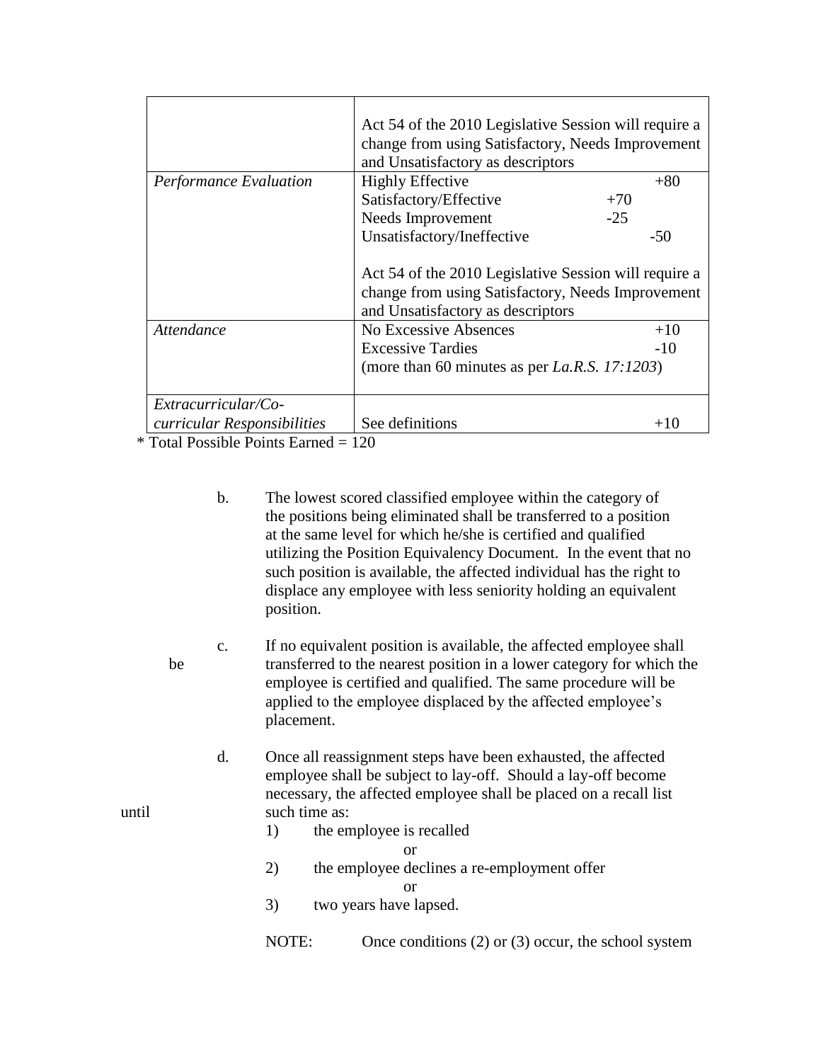| | |
|---|---|
| | Act 54 of the 2010 Legislative Session will require a change from using Satisfactory, Needs Improvement and Unsatisfactory as descriptors |
| *Performance Evaluation* | Highly Effective +80<br>Satisfactory/Effective +70<br>Needs Improvement -25<br>Unsatisfactory/Ineffective -50<br><br>Act 54 of the 2010 Legislative Session will require a change from using Satisfactory, Needs Improvement and Unsatisfactory as descriptors |
| *Attendance* | No Excessive Absences +10<br>Excessive Tardies -10<br>(more than 60 minutes as per *La.R.S. 17:1203*) |
| *Extracurricular/Co-curricular Responsibilities* | See definitions +10 |

\* Total Possible Points Earned = 120

b. The lowest scored classified employee within the category of the positions being eliminated shall be transferred to a position at the same level for which he/she is certified and qualified utilizing the Position Equivalency Document. In the event that no such position is available, the affected individual has the right to displace any employee with less seniority holding an equivalent position.

c. If no equivalent position is available, the affected employee shall be transferred to the nearest position in a lower category for which the employee is certified and qualified. The same procedure will be applied to the employee displaced by the affected employee's placement.

d. Once all reassignment steps have been exhausted, the affected employee shall be subject to lay-off. Should a lay-off become necessary, the affected employee shall be placed on a recall list until such time as:

1) the employee is recalled

or

2) the employee declines a re-employment offer

or

3) two years have lapsed.

NOTE: Once conditions (2) or (3) occur, the school system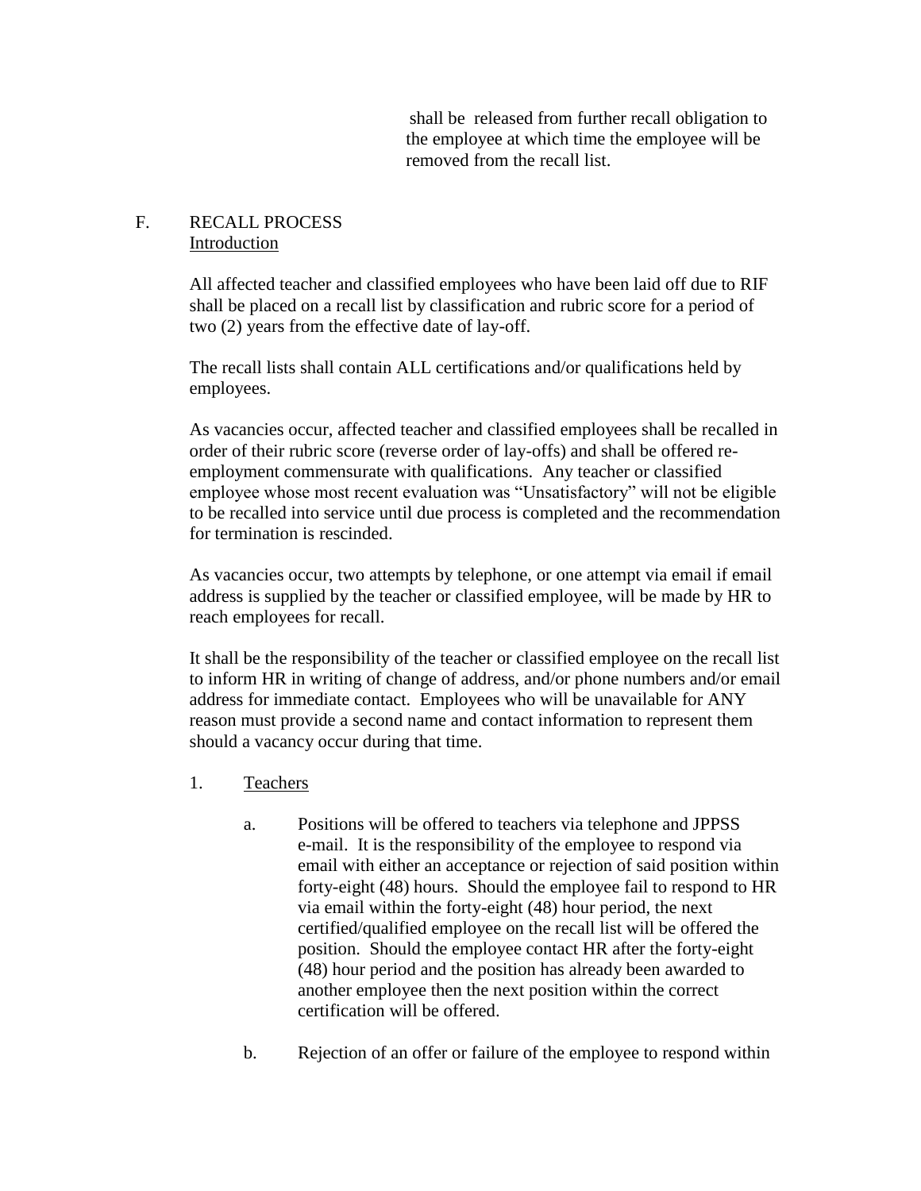shall be released from further recall obligation to the employee at which time the employee will be removed from the recall list.

## F. RECALL PROCESS

Introduction

All affected teacher and classified employees who have been laid off due to RIF shall be placed on a recall list by classification and rubric score for a period of two (2) years from the effective date of lay-off.

The recall lists shall contain ALL certifications and/or qualifications held by employees.

As vacancies occur, affected teacher and classified employees shall be recalled in order of their rubric score (reverse order of lay-offs) and shall be offered re-employment commensurate with qualifications. Any teacher or classified employee whose most recent evaluation was "Unsatisfactory" will not be eligible to be recalled into service until due process is completed and the recommendation for termination is rescinded.

As vacancies occur, two attempts by telephone, or one attempt via email if email address is supplied by the teacher or classified employee, will be made by HR to reach employees for recall.

It shall be the responsibility of the teacher or classified employee on the recall list to inform HR in writing of change of address, and/or phone numbers and/or email address for immediate contact. Employees who will be unavailable for ANY reason must provide a second name and contact information to represent them should a vacancy occur during that time.

1. Teachers

   a. Positions will be offered to teachers via telephone and JPPSS e-mail. It is the responsibility of the employee to respond via email with either an acceptance or rejection of said position within forty-eight (48) hours. Should the employee fail to respond to HR via email within the forty-eight (48) hour period, the next certified/qualified employee on the recall list will be offered the position. Should the employee contact HR after the forty-eight (48) hour period and the position has already been awarded to another employee then the next position within the correct certification will be offered.

   b. Rejection of an offer or failure of the employee to respond within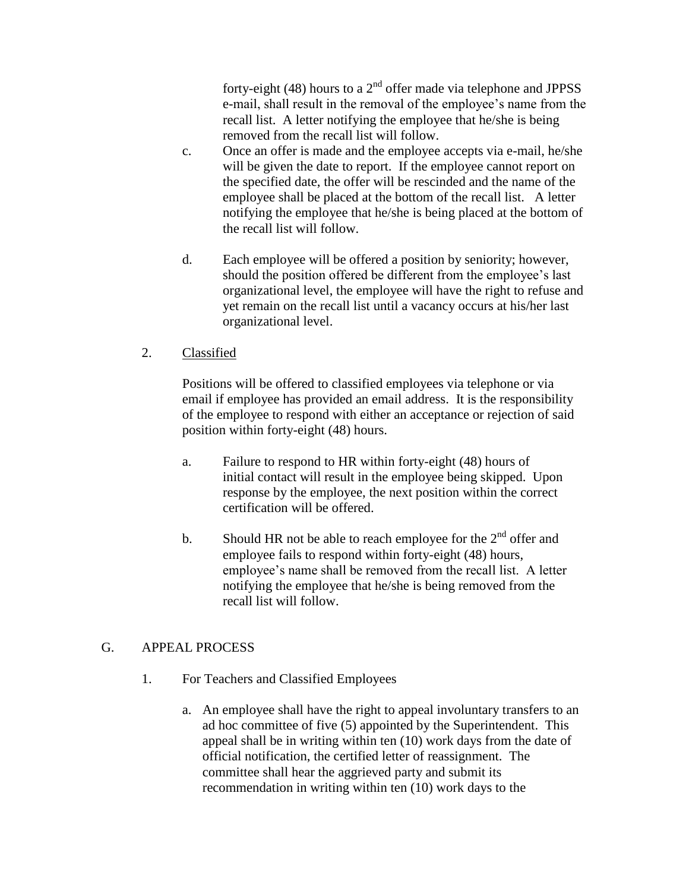forty-eight (48) hours to a 2nd offer made via telephone and JPPSS e-mail, shall result in the removal of the employee's name from the recall list. A letter notifying the employee that he/she is being removed from the recall list will follow.

c. Once an offer is made and the employee accepts via e-mail, he/she will be given the date to report. If the employee cannot report on the specified date, the offer will be rescinded and the name of the employee shall be placed at the bottom of the recall list. A letter notifying the employee that he/she is being placed at the bottom of the recall list will follow.

d. Each employee will be offered a position by seniority; however, should the position offered be different from the employee's last organizational level, the employee will have the right to refuse and yet remain on the recall list until a vacancy occurs at his/her last organizational level.

2. <u>Classified</u>

Positions will be offered to classified employees via telephone or via email if employee has provided an email address. It is the responsibility of the employee to respond with either an acceptance or rejection of said position within forty-eight (48) hours.

a. Failure to respond to HR within forty-eight (48) hours of initial contact will result in the employee being skipped. Upon response by the employee, the next position within the correct certification will be offered.

b. Should HR not be able to reach employee for the 2nd offer and employee fails to respond within forty-eight (48) hours, employee's name shall be removed from the recall list. A letter notifying the employee that he/she is being removed from the recall list will follow.

G. APPEAL PROCESS

1. For Teachers and Classified Employees

a. An employee shall have the right to appeal involuntary transfers to an ad hoc committee of five (5) appointed by the Superintendent. This appeal shall be in writing within ten (10) work days from the date of official notification, the certified letter of reassignment. The committee shall hear the aggrieved party and submit its recommendation in writing within ten (10) work days to the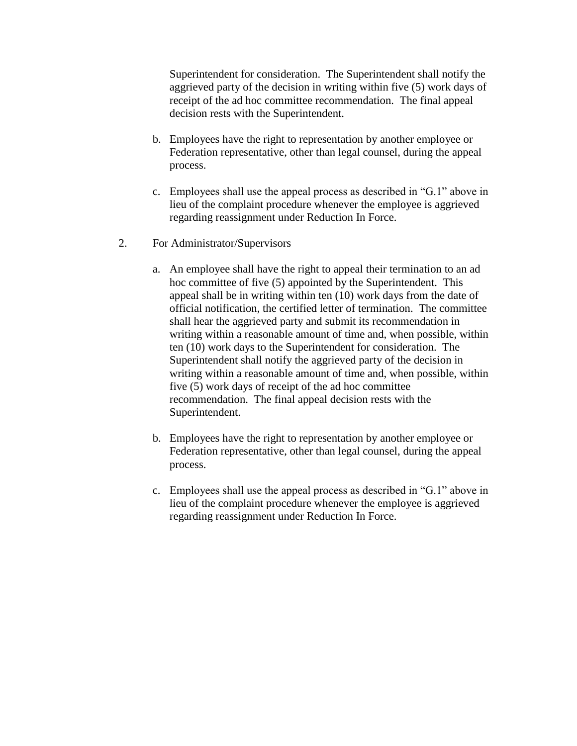Superintendent for consideration. The Superintendent shall notify the aggrieved party of the decision in writing within five (5) work days of receipt of the ad hoc committee recommendation. The final appeal decision rests with the Superintendent.

b. Employees have the right to representation by another employee or Federation representative, other than legal counsel, during the appeal process.

c. Employees shall use the appeal process as described in “G.1” above in lieu of the complaint procedure whenever the employee is aggrieved regarding reassignment under Reduction In Force.

2. For Administrator/Supervisors

a. An employee shall have the right to appeal their termination to an ad hoc committee of five (5) appointed by the Superintendent. This appeal shall be in writing within ten (10) work days from the date of official notification, the certified letter of termination. The committee shall hear the aggrieved party and submit its recommendation in writing within a reasonable amount of time and, when possible, within ten (10) work days to the Superintendent for consideration. The Superintendent shall notify the aggrieved party of the decision in writing within a reasonable amount of time and, when possible, within five (5) work days of receipt of the ad hoc committee recommendation. The final appeal decision rests with the Superintendent.

b. Employees have the right to representation by another employee or Federation representative, other than legal counsel, during the appeal process.

c. Employees shall use the appeal process as described in “G.1” above in lieu of the complaint procedure whenever the employee is aggrieved regarding reassignment under Reduction In Force.